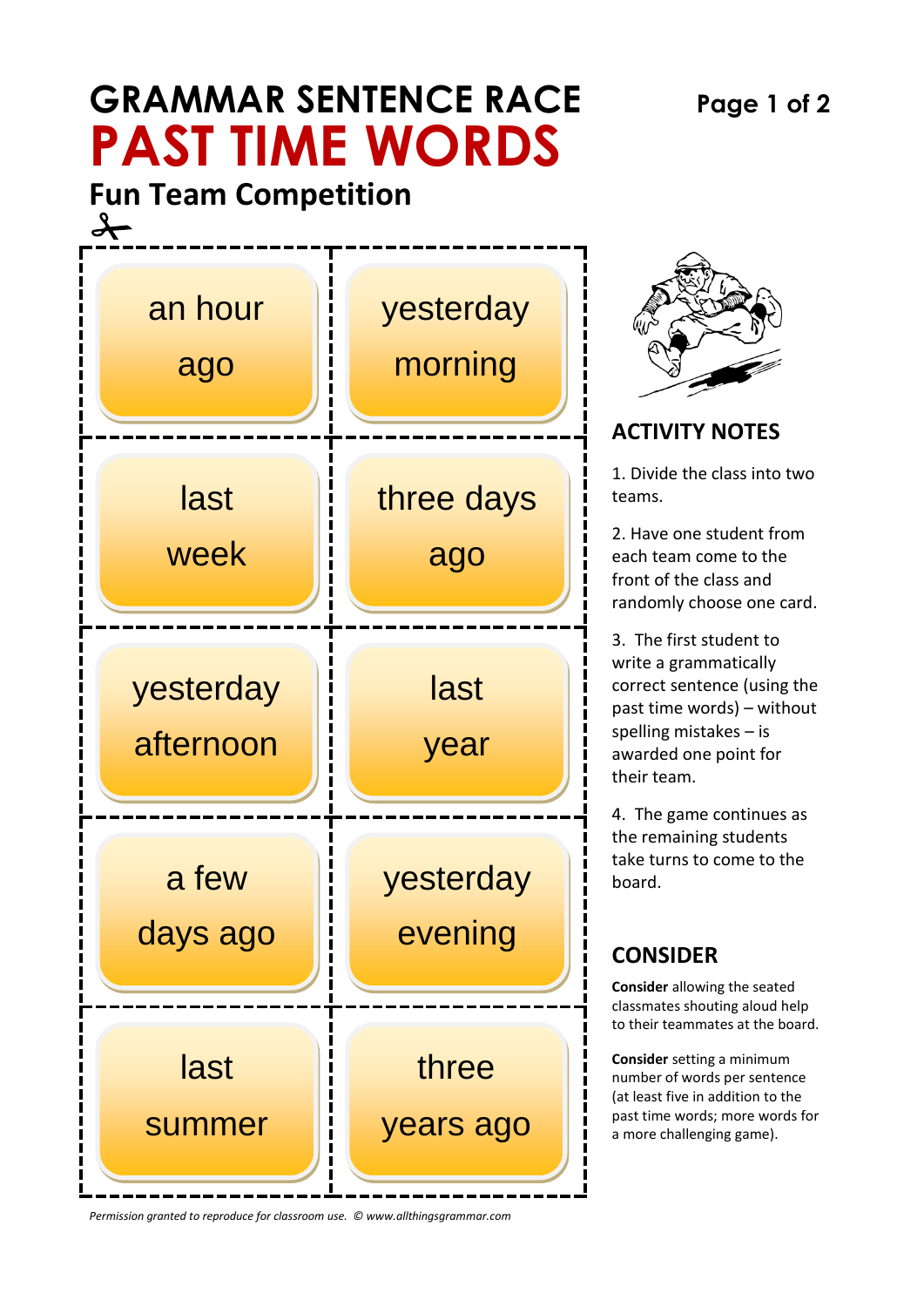# GRAMMAR SENTENCE RACE

# PAST TIME WORDS

## Fun Team Competition

| | |
|---|---|
| an hour ago | yesterday morning |
| last week | three days ago |
| yesterday afternoon | last year |
| a few days ago | yesterday evening |
| last summer | three years ago |

## ACTIVITY NOTES

1. Divide the class into two teams.

2. Have one student from each team come to the front of the class and randomly choose one card.

3. The first student to write a grammatically correct sentence (using the past time words) – without spelling mistakes – is awarded one point for their team.

4. The game continues as the remaining students take turns to come to the board.

## CONSIDER

**Consider** allowing the seated classmates shouting aloud help to their teammates at the board.

**Consider** setting a minimum number of words per sentence (at least five in addition to the past time words; more words for a more challenging game).

*Permission granted to reproduce for classroom use. © www.allthingsgrammar.com*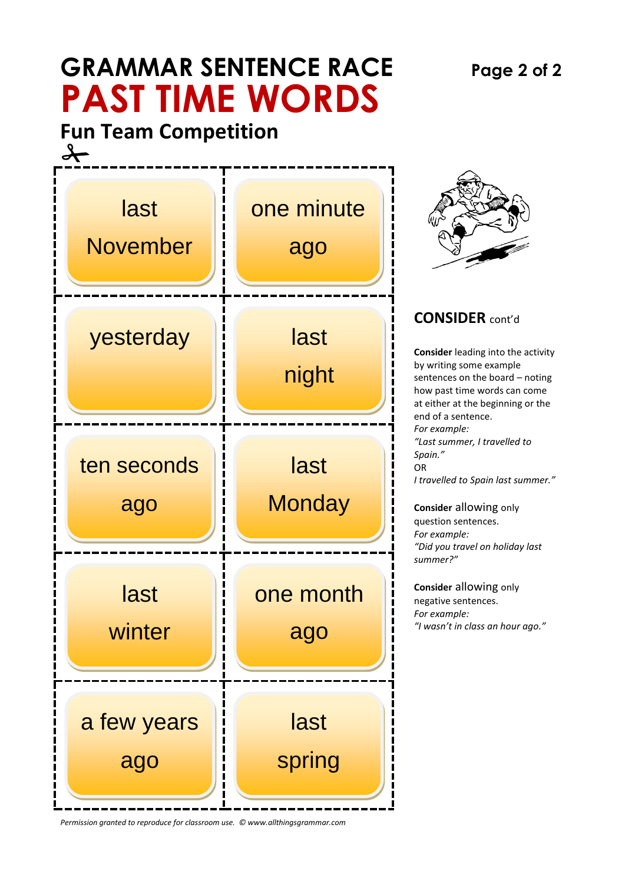# GRAMMAR SENTENCE RACE

# PAST TIME WORDS

## Fun Team Competition

| | |
|---|---|
| last November | one minute ago |
| yesterday | last night |
| ten seconds ago | last Monday |
| last winter | one month ago |
| a few years ago | last spring |

### CONSIDER cont'd

**Consider** leading into the activity by writing some example sentences on the board – noting how past time words can come at either at the beginning or the end of a sentence.
*For example:*
*"Last summer, I travelled to Spain."*
OR
*I travelled to Spain last summer."*

**Consider** allowing only question sentences.
*For example:*
*"Did you travel on holiday last summer?"*

**Consider** allowing only negative sentences.
*For example:*
*"I wasn't in class an hour ago."*

*Permission granted to reproduce for classroom use. © www.allthingsgrammar.com*